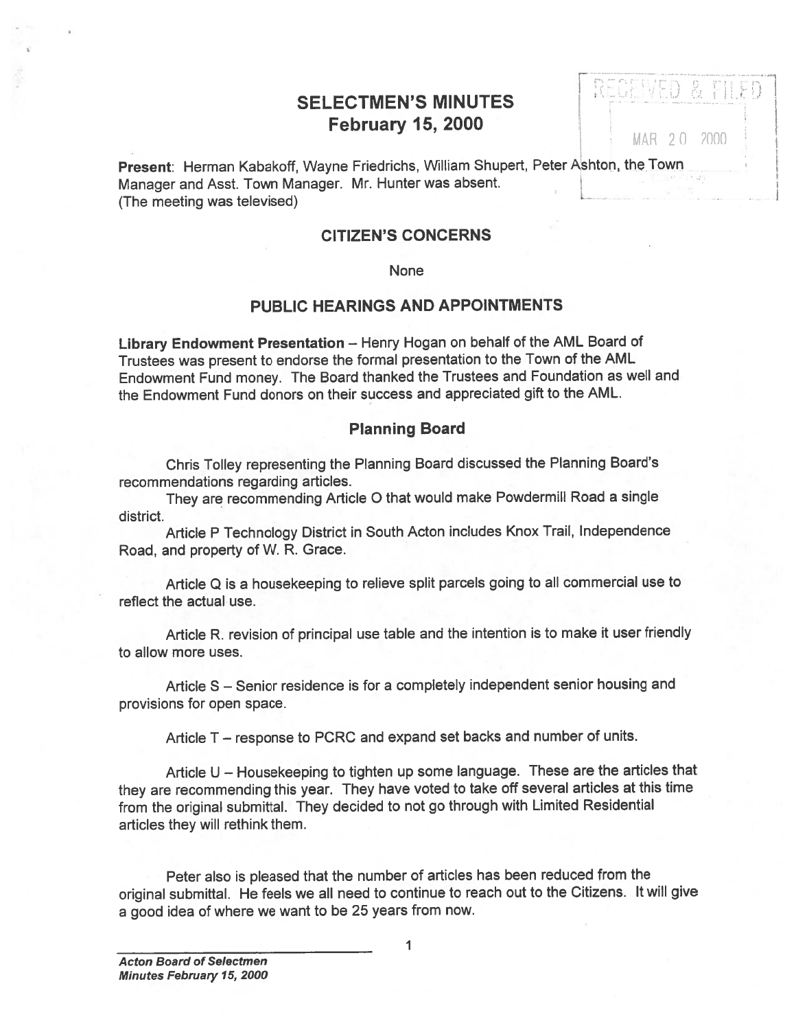# SELECTMEN'S MINUTES
## February 15, 2000

RECEIVED & FILED
MAR 20 2000

**Present**: Herman Kabakoff, Wayne Friedrichs, William Shupert, Peter Ashton, the Town Manager and Asst. Town Manager. Mr. Hunter was absent.
(The meeting was televised)

## CITIZEN'S CONCERNS

None

## PUBLIC HEARINGS AND APPOINTMENTS

**Library Endowment Presentation** – Henry Hogan on behalf of the AML Board of Trustees was present to endorse the formal presentation to the Town of the AML Endowment Fund money. The Board thanked the Trustees and Foundation as well and the Endowment Fund donors on their success and appreciated gift to the AML.

### Planning Board

Chris Tolley representing the Planning Board discussed the Planning Board's recommendations regarding articles.

They are recommending Article O that would make Powdermill Road a single district.

Article P Technology District in South Acton includes Knox Trail, Independence Road, and property of W. R. Grace.

Article Q is a housekeeping to relieve split parcels going to all commercial use to reflect the actual use.

Article R. revision of principal use table and the intention is to make it user friendly to allow more uses.

Article S – Senior residence is for a completely independent senior housing and provisions for open space.

Article T – response to PCRC and expand set backs and number of units.

Article U – Housekeeping to tighten up some language. These are the articles that they are recommending this year. They have voted to take off several articles at this time from the original submittal. They decided to not go through with Limited Residential articles they will rethink them.

Peter also is pleased that the number of articles has been reduced from the original submittal. He feels we all need to continue to reach out to the Citizens. It will give a good idea of where we want to be 25 years from now.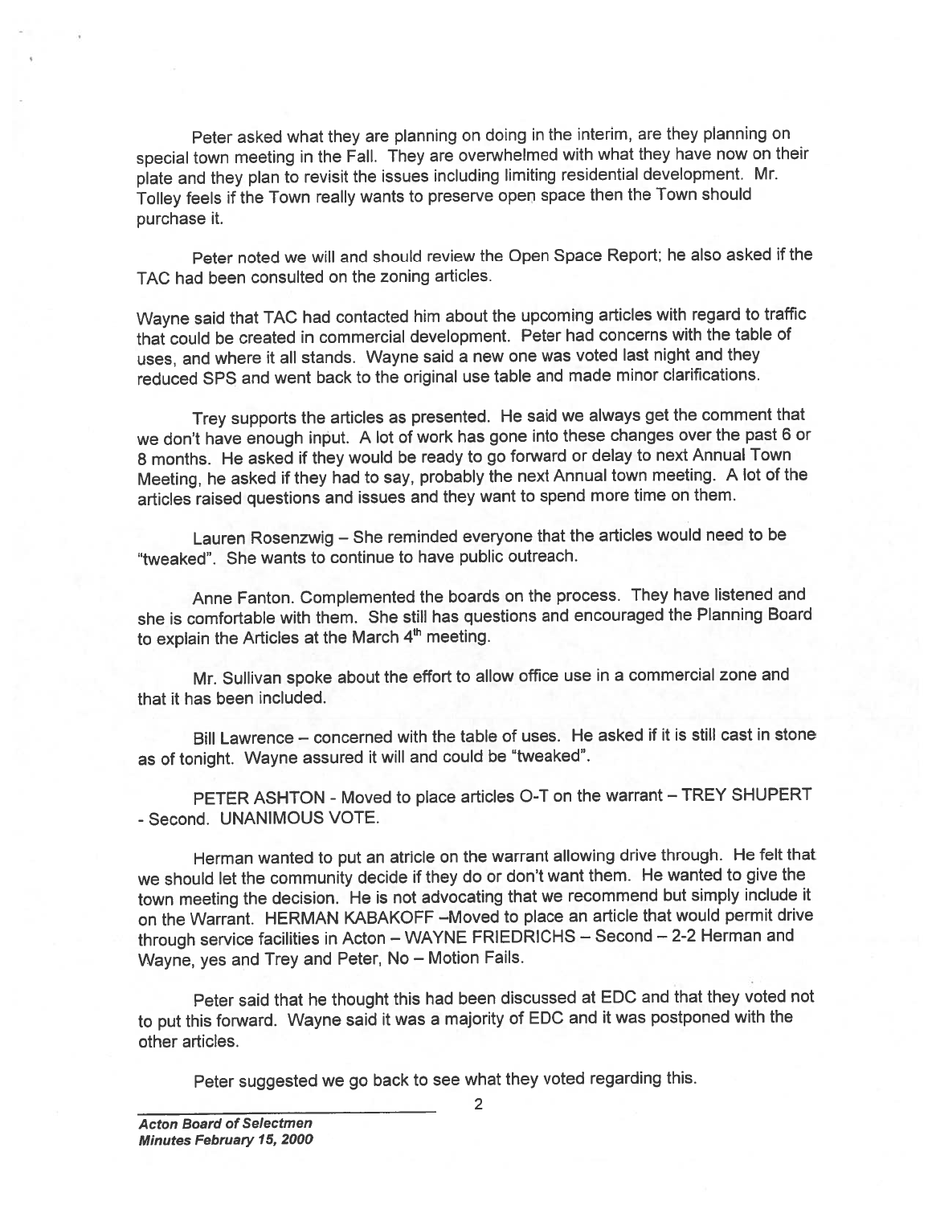Peter asked what they are planning on doing in the interim, are they planning on special town meeting in the Fall. They are overwhelmed with what they have now on their plate and they plan to revisit the issues including limiting residential development. Mr. Tolley feels if the Town really wants to preserve open space then the Town should purchase it.

Peter noted we will and should review the Open Space Report; he also asked if the TAC had been consulted on the zoning articles.

Wayne said that TAC had contacted him about the upcoming articles with regard to traffic that could be created in commercial development. Peter had concerns with the table of uses, and where it all stands. Wayne said a new one was voted last night and they reduced SPS and went back to the original use table and made minor clarifications.

Trey supports the articles as presented. He said we always get the comment that we don't have enough input. A lot of work has gone into these changes over the past 6 or 8 months. He asked if they would be ready to go forward or delay to next Annual Town Meeting, he asked if they had to say, probably the next Annual town meeting. A lot of the articles raised questions and issues and they want to spend more time on them.

Lauren Rosenzwig – She reminded everyone that the articles would need to be "tweaked". She wants to continue to have public outreach.

Anne Fanton. Complemented the boards on the process. They have listened and she is comfortable with them. She still has questions and encouraged the Planning Board to explain the Articles at the March 4th meeting.

Mr. Sullivan spoke about the effort to allow office use in a commercial zone and that it has been included.

Bill Lawrence – concerned with the table of uses. He asked if it is still cast in stone as of tonight. Wayne assured it will and could be "tweaked".

PETER ASHTON - Moved to place articles O-T on the warrant – TREY SHUPERT - Second. UNANIMOUS VOTE.

Herman wanted to put an atricle on the warrant allowing drive through. He felt that we should let the community decide if they do or don't want them. He wanted to give the town meeting the decision. He is not advocating that we recommend but simply include it on the Warrant. HERMAN KABAKOFF –Moved to place an article that would permit drive through service facilities in Acton – WAYNE FRIEDRICHS – Second – 2-2 Herman and Wayne, yes and Trey and Peter, No – Motion Fails.

Peter said that he thought this had been discussed at EDC and that they voted not to put this forward. Wayne said it was a majority of EDC and it was postponed with the other articles.

Peter suggested we go back to see what they voted regarding this.

*Acton Board of Selectmen*
*Minutes February 15, 2000*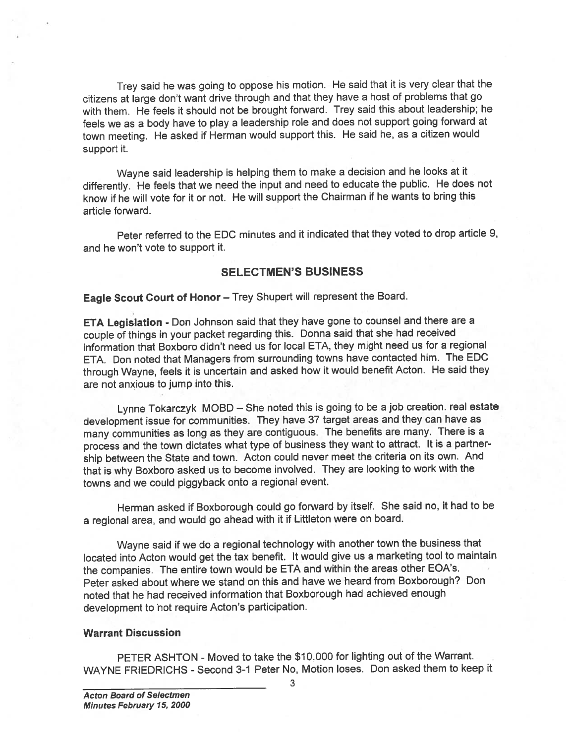Trey said he was going to oppose his motion. He said that it is very clear that the citizens at large don't want drive through and that they have a host of problems that go with them. He feels it should not be brought forward. Trey said this about leadership; he feels we as a body have to play a leadership role and does not support going forward at town meeting. He asked if Herman would support this. He said he, as a citizen would support it.

Wayne said leadership is helping them to make a decision and he looks at it differently. He feels that we need the input and need to educate the public. He does not know if he will vote for it or not. He will support the Chairman if he wants to bring this article forward.

Peter referred to the EDC minutes and it indicated that they voted to drop article 9, and he won't vote to support it.

## SELECTMEN'S BUSINESS

**Eagle Scout Court of Honor** – Trey Shupert will represent the Board.

**ETA Legislation** - Don Johnson said that they have gone to counsel and there are a couple of things in your packet regarding this. Donna said that she had received information that Boxboro didn't need us for local ETA, they might need us for a regional ETA. Don noted that Managers from surrounding towns have contacted him. The EDC through Wayne, feels it is uncertain and asked how it would benefit Acton. He said they are not anxious to jump into this.

Lynne Tokarczyk MOBD – She noted this is going to be a job creation. real estate development issue for communities. They have 37 target areas and they can have as many communities as long as they are contiguous. The benefits are many. There is a process and the town dictates what type of business they want to attract. It is a partnership between the State and town. Acton could never meet the criteria on its own. And that is why Boxboro asked us to become involved. They are looking to work with the towns and we could piggyback onto a regional event.

Herman asked if Boxborough could go forward by itself. She said no, it had to be a regional area, and would go ahead with it if Littleton were on board.

Wayne said if we do a regional technology with another town the business that located into Acton would get the tax benefit. It would give us a marketing tool to maintain the companies. The entire town would be ETA and within the areas other EOA's. Peter asked about where we stand on this and have we heard from Boxborough? Don noted that he had received information that Boxborough had achieved enough development to not require Acton's participation.

**Warrant Discussion**

PETER ASHTON - Moved to take the $10,000 for lighting out of the Warrant. WAYNE FRIEDRICHS - Second 3-1 Peter No, Motion loses. Don asked them to keep it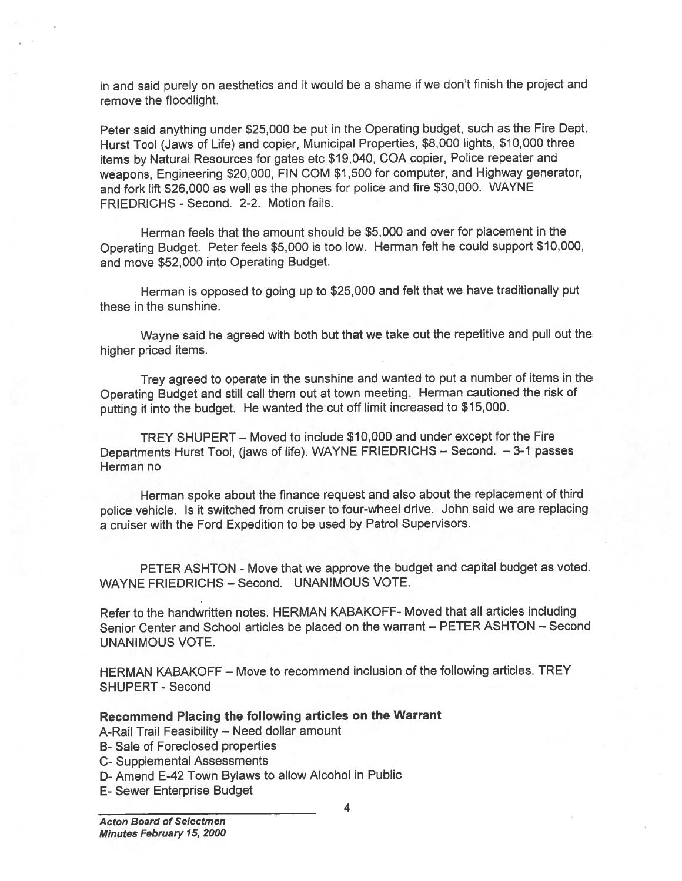in and said purely on aesthetics and it would be a shame if we don't finish the project and remove the floodlight.

Peter said anything under $25,000 be put in the Operating budget, such as the Fire Dept. Hurst Tool (Jaws of Life) and copier, Municipal Properties, $8,000 lights, $10,000 three items by Natural Resources for gates etc $19,040, COA copier, Police repeater and weapons, Engineering $20,000, FIN COM $1,500 for computer, and Highway generator, and fork lift $26,000 as well as the phones for police and fire $30,000. WAYNE FRIEDRICHS - Second. 2-2. Motion fails.

Herman feels that the amount should be $5,000 and over for placement in the Operating Budget. Peter feels $5,000 is too low. Herman felt he could support $10,000, and move $52,000 into Operating Budget.

Herman is opposed to going up to $25,000 and felt that we have traditionally put these in the sunshine.

Wayne said he agreed with both but that we take out the repetitive and pull out the higher priced items.

Trey agreed to operate in the sunshine and wanted to put a number of items in the Operating Budget and still call them out at town meeting. Herman cautioned the risk of putting it into the budget. He wanted the cut off limit increased to $15,000.

TREY SHUPERT – Moved to include $10,000 and under except for the Fire Departments Hurst Tool, (jaws of life). WAYNE FRIEDRICHS – Second. – 3-1 passes Herman no

Herman spoke about the finance request and also about the replacement of third police vehicle. Is it switched from cruiser to four-wheel drive. John said we are replacing a cruiser with the Ford Expedition to be used by Patrol Supervisors.

PETER ASHTON - Move that we approve the budget and capital budget as voted. WAYNE FRIEDRICHS – Second. UNANIMOUS VOTE.

Refer to the handwritten notes. HERMAN KABAKOFF- Moved that all articles including Senior Center and School articles be placed on the warrant – PETER ASHTON – Second UNANIMOUS VOTE.

HERMAN KABAKOFF – Move to recommend inclusion of the following articles. TREY SHUPERT - Second

**Recommend Placing the following articles on the Warrant**

A-Rail Trail Feasibility – Need dollar amount
B- Sale of Foreclosed properties
C- Supplemental Assessments
D- Amend E-42 Town Bylaws to allow Alcohol in Public
E- Sewer Enterprise Budget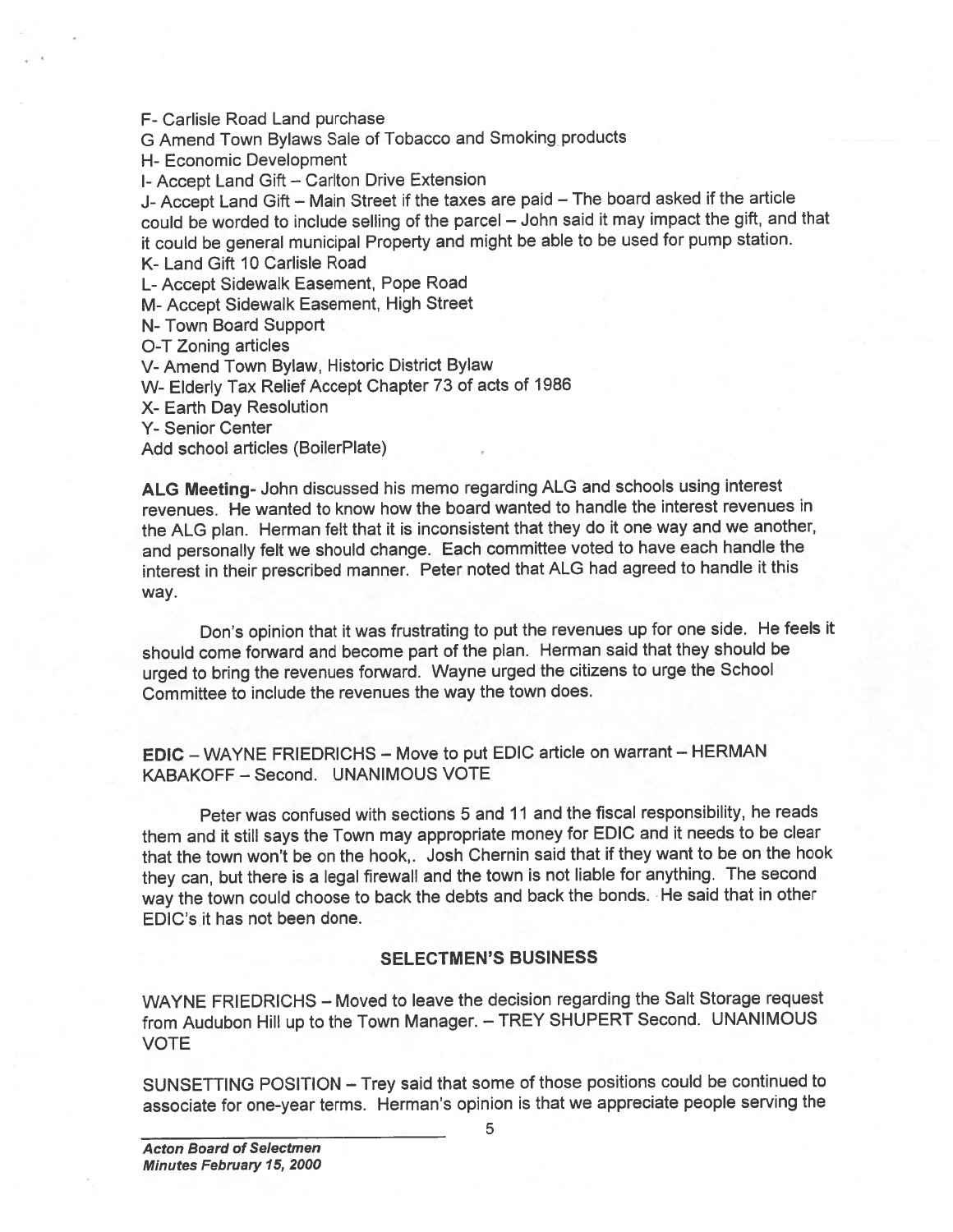F- Carlisle Road Land purchase

G Amend Town Bylaws Sale of Tobacco and Smoking products

H- Economic Development

I- Accept Land Gift – Carlton Drive Extension

J- Accept Land Gift – Main Street if the taxes are paid – The board asked if the article could be worded to include selling of the parcel – John said it may impact the gift, and that it could be general municipal Property and might be able to be used for pump station.

K- Land Gift 10 Carlisle Road

L- Accept Sidewalk Easement, Pope Road

M- Accept Sidewalk Easement, High Street

N- Town Board Support

O-T Zoning articles

V- Amend Town Bylaw, Historic District Bylaw

W- Elderly Tax Relief Accept Chapter 73 of acts of 1986

X- Earth Day Resolution

Y- Senior Center

Add school articles (BoilerPlate)

**ALG Meeting**- John discussed his memo regarding ALG and schools using interest revenues. He wanted to know how the board wanted to handle the interest revenues in the ALG plan. Herman felt that it is inconsistent that they do it one way and we another, and personally felt we should change. Each committee voted to have each handle the interest in their prescribed manner. Peter noted that ALG had agreed to handle it this way.

Don's opinion that it was frustrating to put the revenues up for one side. He feels it should come forward and become part of the plan. Herman said that they should be urged to bring the revenues forward. Wayne urged the citizens to urge the School Committee to include the revenues the way the town does.

**EDIC** – WAYNE FRIEDRICHS – Move to put EDIC article on warrant – HERMAN KABAKOFF – Second. UNANIMOUS VOTE

Peter was confused with sections 5 and 11 and the fiscal responsibility, he reads them and it still says the Town may appropriate money for EDIC and it needs to be clear that the town won't be on the hook,. Josh Chernin said that if they want to be on the hook they can, but there is a legal firewall and the town is not liable for anything. The second way the town could choose to back the debts and back the bonds. He said that in other EDIC's it has not been done.

## SELECTMEN'S BUSINESS

WAYNE FRIEDRICHS – Moved to leave the decision regarding the Salt Storage request from Audubon Hill up to the Town Manager. – TREY SHUPERT Second. UNANIMOUS VOTE

SUNSETTING POSITION – Trey said that some of those positions could be continued to associate for one-year terms. Herman's opinion is that we appreciate people serving the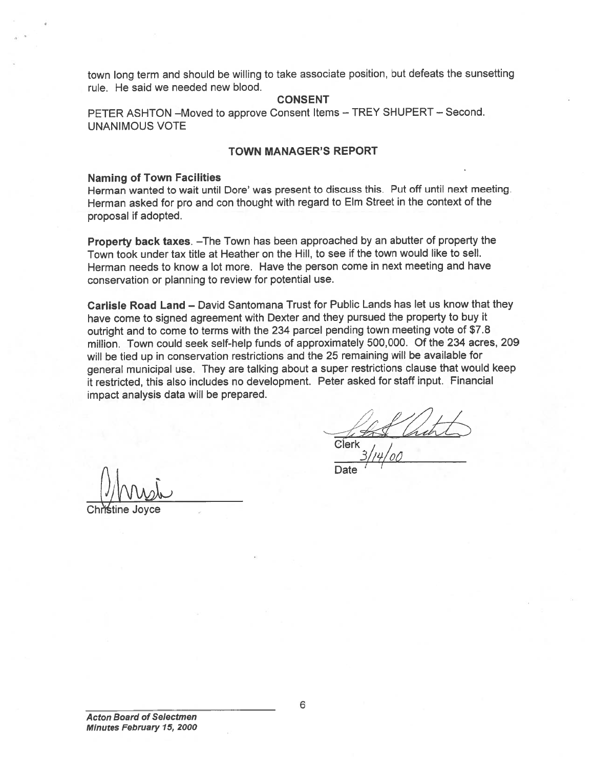town long term and should be willing to take associate position, but defeats the sunsetting rule. He said we needed new blood.

## CONSENT

PETER ASHTON –Moved to approve Consent Items – TREY SHUPERT – Second. UNANIMOUS VOTE

## TOWN MANAGER'S REPORT

**Naming of Town Facilities**
Herman wanted to wait until Dore' was present to discuss this. Put off until next meeting. Herman asked for pro and con thought with regard to Elm Street in the context of the proposal if adopted.

**Property back taxes**. –The Town has been approached by an abutter of property the Town took under tax title at Heather on the Hill, to see if the town would like to sell. Herman needs to know a lot more. Have the person come in next meeting and have conservation or planning to review for potential use.

**Carlisle Road Land** – David Santomana Trust for Public Lands has let us know that they have come to signed agreement with Dexter and they pursued the property to buy it outright and to come to terms with the 234 parcel pending town meeting vote of $7.8 million. Town could seek self-help funds of approximately 500,000. Of the 234 acres, 209 will be tied up in conservation restrictions and the 25 remaining will be available for general municipal use. They are talking about a super restrictions clause that would keep it restricted, this also includes no development. Peter asked for staff input. Financial impact analysis data will be prepared.

Clerk

3/14/00
Date

Christine Joyce

*Acton Board of Selectmen*
*Minutes February 15, 2000*